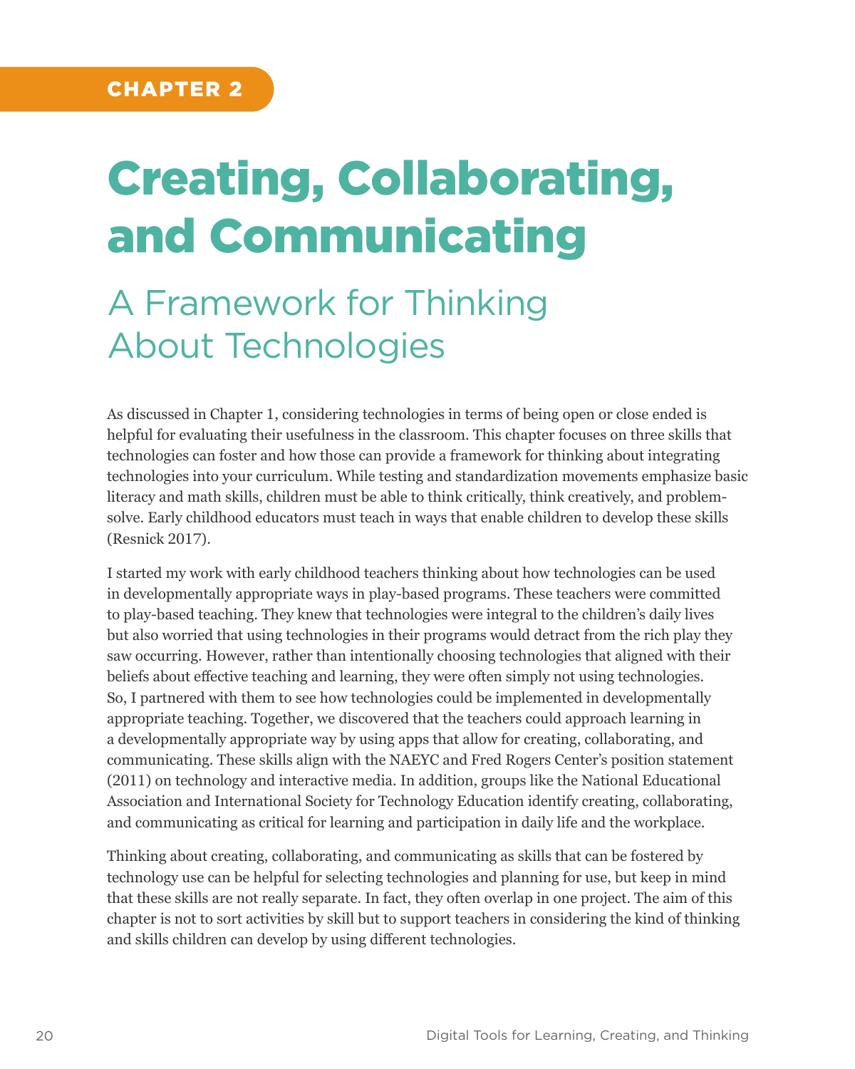CHAPTER 2

# Creating, Collaborating, and Communicating

## A Framework for Thinking About Technologies

As discussed in Chapter 1, considering technologies in terms of being open or close ended is helpful for evaluating their usefulness in the classroom. This chapter focuses on three skills that technologies can foster and how those can provide a framework for thinking about integrating technologies into your curriculum. While testing and standardization movements emphasize basic literacy and math skills, children must be able to think critically, think creatively, and problem-solve. Early childhood educators must teach in ways that enable children to develop these skills (Resnick 2017).

I started my work with early childhood teachers thinking about how technologies can be used in developmentally appropriate ways in play-based programs. These teachers were committed to play-based teaching. They knew that technologies were integral to the children's daily lives but also worried that using technologies in their programs would detract from the rich play they saw occurring. However, rather than intentionally choosing technologies that aligned with their beliefs about effective teaching and learning, they were often simply not using technologies. So, I partnered with them to see how technologies could be implemented in developmentally appropriate teaching. Together, we discovered that the teachers could approach learning in a developmentally appropriate way by using apps that allow for creating, collaborating, and communicating. These skills align with the NAEYC and Fred Rogers Center's position statement (2011) on technology and interactive media. In addition, groups like the National Educational Association and International Society for Technology Education identify creating, collaborating, and communicating as critical for learning and participation in daily life and the workplace.

Thinking about creating, collaborating, and communicating as skills that can be fostered by technology use can be helpful for selecting technologies and planning for use, but keep in mind that these skills are not really separate. In fact, they often overlap in one project. The aim of this chapter is not to sort activities by skill but to support teachers in considering the kind of thinking and skills children can develop by using different technologies.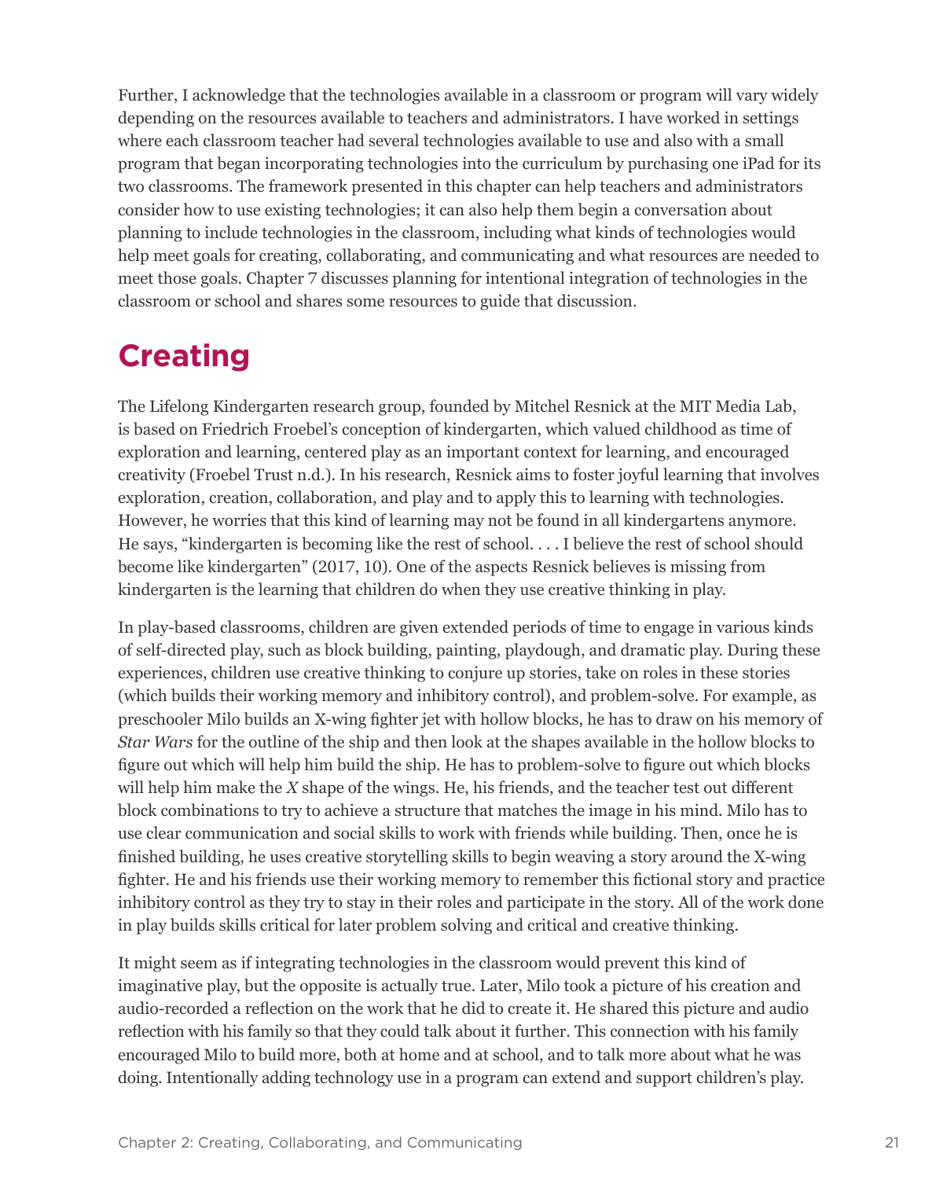Further, I acknowledge that the technologies available in a classroom or program will vary widely depending on the resources available to teachers and administrators. I have worked in settings where each classroom teacher had several technologies available to use and also with a small program that began incorporating technologies into the curriculum by purchasing one iPad for its two classrooms. The framework presented in this chapter can help teachers and administrators consider how to use existing technologies; it can also help them begin a conversation about planning to include technologies in the classroom, including what kinds of technologies would help meet goals for creating, collaborating, and communicating and what resources are needed to meet those goals. Chapter 7 discusses planning for intentional integration of technologies in the classroom or school and shares some resources to guide that discussion.

## Creating

The Lifelong Kindergarten research group, founded by Mitchel Resnick at the MIT Media Lab, is based on Friedrich Froebel's conception of kindergarten, which valued childhood as time of exploration and learning, centered play as an important context for learning, and encouraged creativity (Froebel Trust n.d.). In his research, Resnick aims to foster joyful learning that involves exploration, creation, collaboration, and play and to apply this to learning with technologies. However, he worries that this kind of learning may not be found in all kindergartens anymore. He says, "kindergarten is becoming like the rest of school. . . . I believe the rest of school should become like kindergarten" (2017, 10). One of the aspects Resnick believes is missing from kindergarten is the learning that children do when they use creative thinking in play.

In play-based classrooms, children are given extended periods of time to engage in various kinds of self-directed play, such as block building, painting, playdough, and dramatic play. During these experiences, children use creative thinking to conjure up stories, take on roles in these stories (which builds their working memory and inhibitory control), and problem-solve. For example, as preschooler Milo builds an X-wing fighter jet with hollow blocks, he has to draw on his memory of *Star Wars* for the outline of the ship and then look at the shapes available in the hollow blocks to figure out which will help him build the ship. He has to problem-solve to figure out which blocks will help him make the *X* shape of the wings. He, his friends, and the teacher test out different block combinations to try to achieve a structure that matches the image in his mind. Milo has to use clear communication and social skills to work with friends while building. Then, once he is finished building, he uses creative storytelling skills to begin weaving a story around the X-wing fighter. He and his friends use their working memory to remember this fictional story and practice inhibitory control as they try to stay in their roles and participate in the story. All of the work done in play builds skills critical for later problem solving and critical and creative thinking.

It might seem as if integrating technologies in the classroom would prevent this kind of imaginative play, but the opposite is actually true. Later, Milo took a picture of his creation and audio-recorded a reflection on the work that he did to create it. He shared this picture and audio reflection with his family so that they could talk about it further. This connection with his family encouraged Milo to build more, both at home and at school, and to talk more about what he was doing. Intentionally adding technology use in a program can extend and support children's play.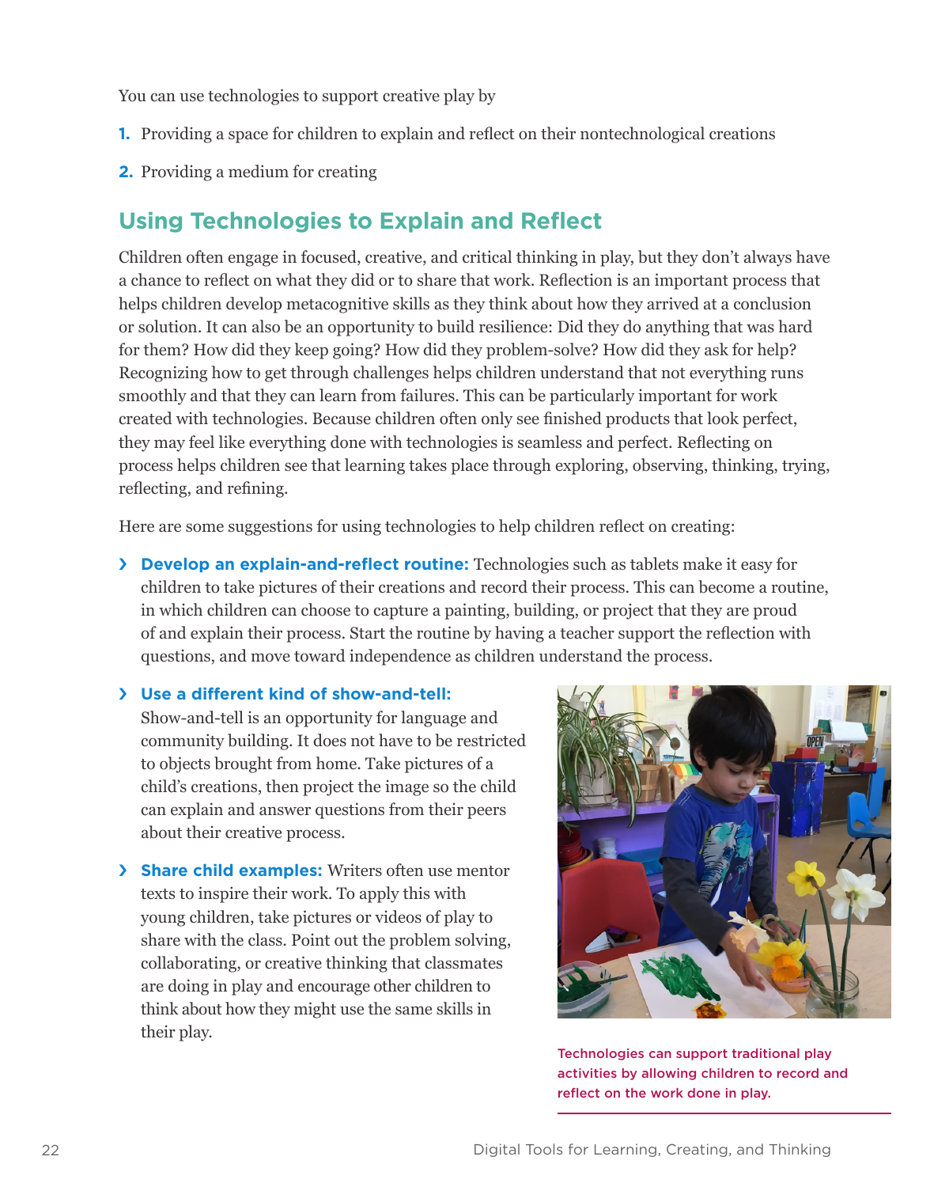You can use technologies to support creative play by

1. Providing a space for children to explain and reflect on their nontechnological creations
2. Providing a medium for creating

## Using Technologies to Explain and Reflect

Children often engage in focused, creative, and critical thinking in play, but they don't always have a chance to reflect on what they did or to share that work. Reflection is an important process that helps children develop metacognitive skills as they think about how they arrived at a conclusion or solution. It can also be an opportunity to build resilience: Did they do anything that was hard for them? How did they keep going? How did they problem-solve? How did they ask for help? Recognizing how to get through challenges helps children understand that not everything runs smoothly and that they can learn from failures. This can be particularly important for work created with technologies. Because children often only see finished products that look perfect, they may feel like everything done with technologies is seamless and perfect. Reflecting on process helps children see that learning takes place through exploring, observing, thinking, trying, reflecting, and refining.

Here are some suggestions for using technologies to help children reflect on creating:

- **Develop an explain-and-reflect routine:** Technologies such as tablets make it easy for children to take pictures of their creations and record their process. This can become a routine, in which children can choose to capture a painting, building, or project that they are proud of and explain their process. Start the routine by having a teacher support the reflection with questions, and move toward independence as children understand the process.
- **Use a different kind of show-and-tell:** Show-and-tell is an opportunity for language and community building. It does not have to be restricted to objects brought from home. Take pictures of a child's creations, then project the image so the child can explain and answer questions from their peers about their creative process.
- **Share child examples:** Writers often use mentor texts to inspire their work. To apply this with young children, take pictures or videos of play to share with the class. Point out the problem solving, collaborating, or creative thinking that classmates are doing in play and encourage other children to think about how they might use the same skills in their play.

Technologies can support traditional play activities by allowing children to record and reflect on the work done in play.